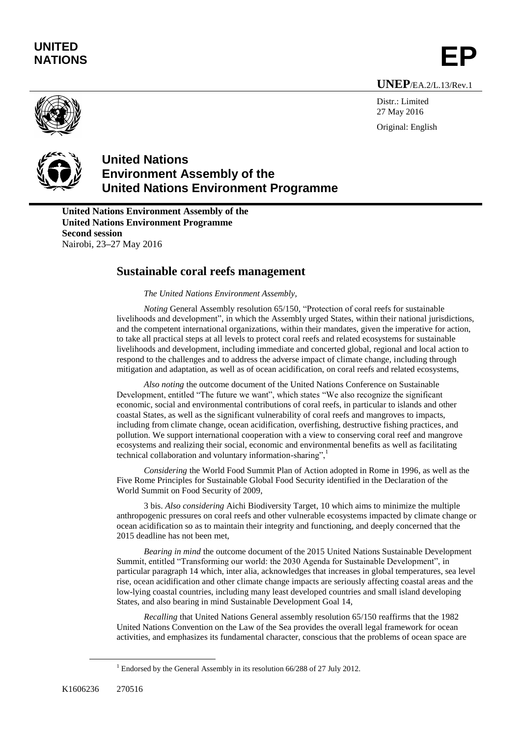**UNITED NATIONS**

**EP**

**UNEP**/EA.2/L.13/Rev.1

Distr.: Limited
27 May 2016

Original: English

# United Nations Environment Assembly of the United Nations Environment Programme

**United Nations Environment Assembly of the United Nations Environment Programme**
**Second session**
Nairobi, 23–27 May 2016

## Sustainable coral reefs management

*The United Nations Environment Assembly,*

*Noting* General Assembly resolution 65/150, "Protection of coral reefs for sustainable livelihoods and development", in which the Assembly urged States, within their national jurisdictions, and the competent international organizations, within their mandates, given the imperative for action, to take all practical steps at all levels to protect coral reefs and related ecosystems for sustainable livelihoods and development, including immediate and concerted global, regional and local action to respond to the challenges and to address the adverse impact of climate change, including through mitigation and adaptation, as well as of ocean acidification, on coral reefs and related ecosystems,

*Also noting* the outcome document of the United Nations Conference on Sustainable Development, entitled "The future we want", which states "We also recognize the significant economic, social and environmental contributions of coral reefs, in particular to islands and other coastal States, as well as the significant vulnerability of coral reefs and mangroves to impacts, including from climate change, ocean acidification, overfishing, destructive fishing practices, and pollution. We support international cooperation with a view to conserving coral reef and mangrove ecosystems and realizing their social, economic and environmental benefits as well as facilitating technical collaboration and voluntary information-sharing",[1]

*Considering* the World Food Summit Plan of Action adopted in Rome in 1996, as well as the Five Rome Principles for Sustainable Global Food Security identified in the Declaration of the World Summit on Food Security of 2009,

3 bis. *Also considering* Aichi Biodiversity Target, 10 which aims to minimize the multiple anthropogenic pressures on coral reefs and other vulnerable ecosystems impacted by climate change or ocean acidification so as to maintain their integrity and functioning, and deeply concerned that the 2015 deadline has not been met,

*Bearing in mind* the outcome document of the 2015 United Nations Sustainable Development Summit, entitled "Transforming our world: the 2030 Agenda for Sustainable Development", in particular paragraph 14 which, inter alia, acknowledges that increases in global temperatures, sea level rise, ocean acidification and other climate change impacts are seriously affecting coastal areas and the low-lying coastal countries, including many least developed countries and small island developing States, and also bearing in mind Sustainable Development Goal 14,

*Recalling* that United Nations General assembly resolution 65/150 reaffirms that the 1982 United Nations Convention on the Law of the Sea provides the overall legal framework for ocean activities, and emphasizes its fundamental character, conscious that the problems of ocean space are

[1] Endorsed by the General Assembly in its resolution 66/288 of 27 July 2012.

K1606236 270516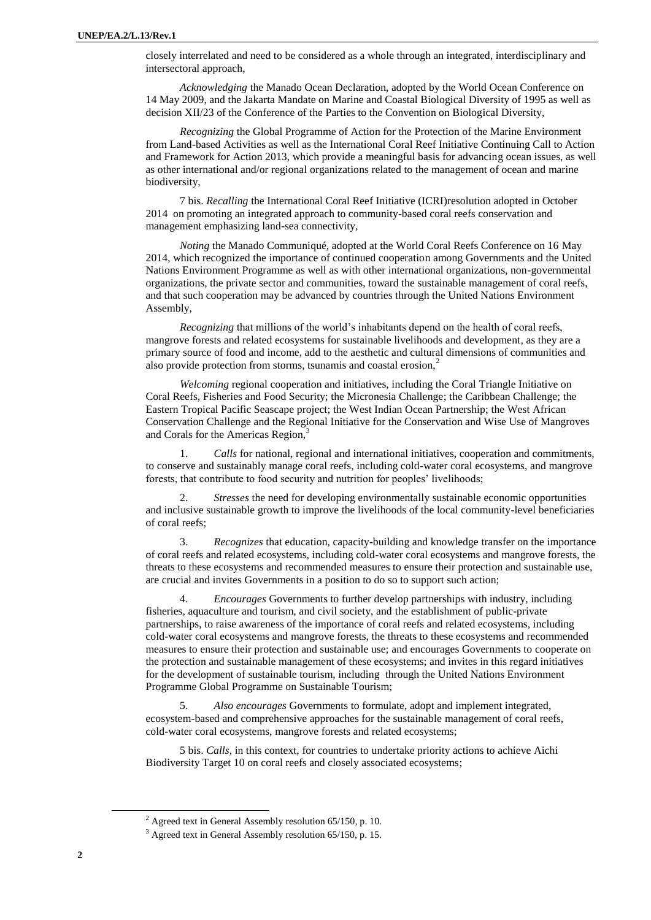closely interrelated and need to be considered as a whole through an integrated, interdisciplinary and intersectoral approach,

*Acknowledging* the Manado Ocean Declaration, adopted by the World Ocean Conference on 14 May 2009, and the Jakarta Mandate on Marine and Coastal Biological Diversity of 1995 as well as decision XII/23 of the Conference of the Parties to the Convention on Biological Diversity,

*Recognizing* the Global Programme of Action for the Protection of the Marine Environment from Land-based Activities as well as the International Coral Reef Initiative Continuing Call to Action and Framework for Action 2013, which provide a meaningful basis for advancing ocean issues, as well as other international and/or regional organizations related to the management of ocean and marine biodiversity,

7 bis. *Recalling* the International Coral Reef Initiative (ICRI)resolution adopted in October 2014 on promoting an integrated approach to community-based coral reefs conservation and management emphasizing land-sea connectivity,

*Noting* the Manado Communiqué, adopted at the World Coral Reefs Conference on 16 May 2014, which recognized the importance of continued cooperation among Governments and the United Nations Environment Programme as well as with other international organizations, non-governmental organizations, the private sector and communities, toward the sustainable management of coral reefs, and that such cooperation may be advanced by countries through the United Nations Environment Assembly,

*Recognizing* that millions of the world's inhabitants depend on the health of coral reefs, mangrove forests and related ecosystems for sustainable livelihoods and development, as they are a primary source of food and income, add to the aesthetic and cultural dimensions of communities and also provide protection from storms, tsunamis and coastal erosion,[2]

*Welcoming* regional cooperation and initiatives, including the Coral Triangle Initiative on Coral Reefs, Fisheries and Food Security; the Micronesia Challenge; the Caribbean Challenge; the Eastern Tropical Pacific Seascape project; the West Indian Ocean Partnership; the West African Conservation Challenge and the Regional Initiative for the Conservation and Wise Use of Mangroves and Corals for the Americas Region,[3]

1. *Calls* for national, regional and international initiatives, cooperation and commitments, to conserve and sustainably manage coral reefs, including cold-water coral ecosystems, and mangrove forests, that contribute to food security and nutrition for peoples' livelihoods;

2. *Stresses* the need for developing environmentally sustainable economic opportunities and inclusive sustainable growth to improve the livelihoods of the local community-level beneficiaries of coral reefs;

3. *Recognizes* that education, capacity-building and knowledge transfer on the importance of coral reefs and related ecosystems, including cold-water coral ecosystems and mangrove forests, the threats to these ecosystems and recommended measures to ensure their protection and sustainable use, are crucial and invites Governments in a position to do so to support such action;

4. *Encourages* Governments to further develop partnerships with industry, including fisheries, aquaculture and tourism, and civil society, and the establishment of public-private partnerships, to raise awareness of the importance of coral reefs and related ecosystems, including cold-water coral ecosystems and mangrove forests, the threats to these ecosystems and recommended measures to ensure their protection and sustainable use; and encourages Governments to cooperate on the protection and sustainable management of these ecosystems; and invites in this regard initiatives for the development of sustainable tourism, including through the United Nations Environment Programme Global Programme on Sustainable Tourism;

5. *Also encourages* Governments to formulate, adopt and implement integrated, ecosystem-based and comprehensive approaches for the sustainable management of coral reefs, cold-water coral ecosystems, mangrove forests and related ecosystems;

5 bis. *Calls*, in this context, for countries to undertake priority actions to achieve Aichi Biodiversity Target 10 on coral reefs and closely associated ecosystems;

[2] Agreed text in General Assembly resolution 65/150, p. 10.

[3] Agreed text in General Assembly resolution 65/150, p. 15.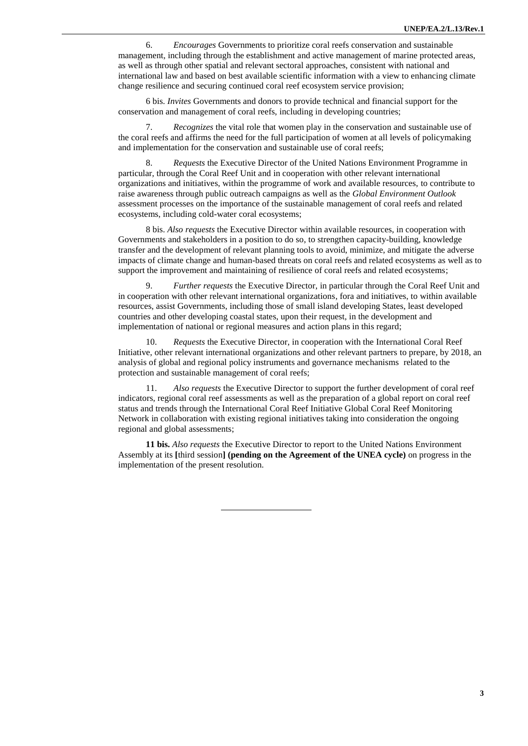6. *Encourages* Governments to prioritize coral reefs conservation and sustainable management, including through the establishment and active management of marine protected areas, as well as through other spatial and relevant sectoral approaches, consistent with national and international law and based on best available scientific information with a view to enhancing climate change resilience and securing continued coral reef ecosystem service provision;

6 bis. *Invites* Governments and donors to provide technical and financial support for the conservation and management of coral reefs, including in developing countries;

7. *Recognizes* the vital role that women play in the conservation and sustainable use of the coral reefs and affirms the need for the full participation of women at all levels of policymaking and implementation for the conservation and sustainable use of coral reefs;

8. *Requests* the Executive Director of the United Nations Environment Programme in particular, through the Coral Reef Unit and in cooperation with other relevant international organizations and initiatives, within the programme of work and available resources, to contribute to raise awareness through public outreach campaigns as well as the *Global Environment Outlook* assessment processes on the importance of the sustainable management of coral reefs and related ecosystems, including cold-water coral ecosystems;

8 bis. *Also requests* the Executive Director within available resources, in cooperation with Governments and stakeholders in a position to do so, to strengthen capacity-building, knowledge transfer and the development of relevant planning tools to avoid, minimize, and mitigate the adverse impacts of climate change and human-based threats on coral reefs and related ecosystems as well as to support the improvement and maintaining of resilience of coral reefs and related ecosystems;

9. *Further requests* the Executive Director, in particular through the Coral Reef Unit and in cooperation with other relevant international organizations, fora and initiatives, to within available resources, assist Governments, including those of small island developing States, least developed countries and other developing coastal states, upon their request, in the development and implementation of national or regional measures and action plans in this regard;

10. *Requests* the Executive Director, in cooperation with the International Coral Reef Initiative, other relevant international organizations and other relevant partners to prepare, by 2018, an analysis of global and regional policy instruments and governance mechanisms related to the protection and sustainable management of coral reefs;

11. *Also requests* the Executive Director to support the further development of coral reef indicators, regional coral reef assessments as well as the preparation of a global report on coral reef status and trends through the International Coral Reef Initiative Global Coral Reef Monitoring Network in collaboration with existing regional initiatives taking into consideration the ongoing regional and global assessments;

**11 bis.** *Also requests* the Executive Director to report to the United Nations Environment Assembly at its **[**third session**] (pending on the Agreement of the UNEA cycle)** on progress in the implementation of the present resolution.